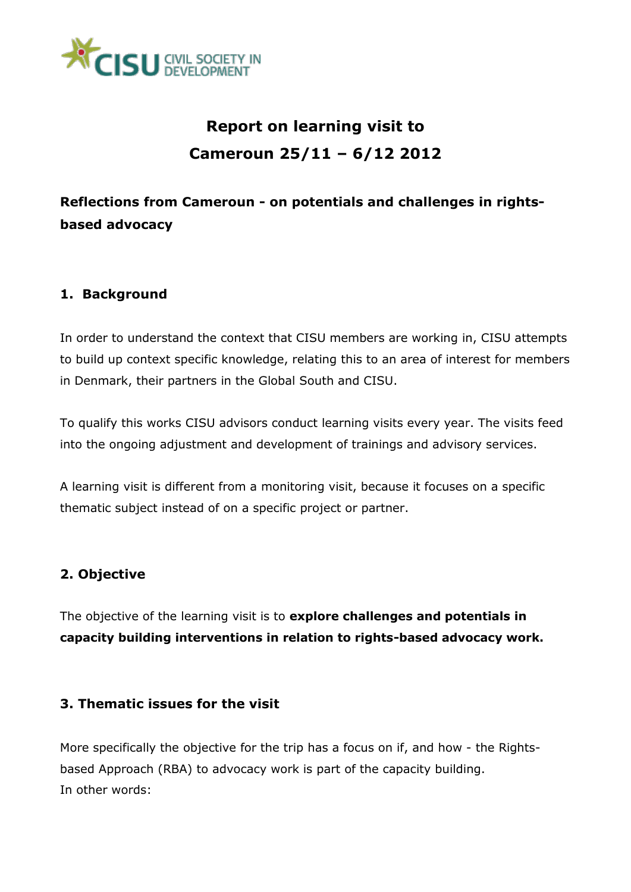# Report on learning visit to Cameroun 25/11 – 6/12 2012

## Reflections from Cameroun - on potentials and challenges in rights-based advocacy

### 1. Background

In order to understand the context that CISU members are working in, CISU attempts to build up context specific knowledge, relating this to an area of interest for members in Denmark, their partners in the Global South and CISU.

To qualify this works CISU advisors conduct learning visits every year. The visits feed into the ongoing adjustment and development of trainings and advisory services.

A learning visit is different from a monitoring visit, because it focuses on a specific thematic subject instead of on a specific project or partner.

### 2. Objective

The objective of the learning visit is to **explore challenges and potentials in capacity building interventions in relation to rights-based advocacy work.**

### 3. Thematic issues for the visit

More specifically the objective for the trip has a focus on if, and how - the Rights-based Approach (RBA) to advocacy work is part of the capacity building.
In other words: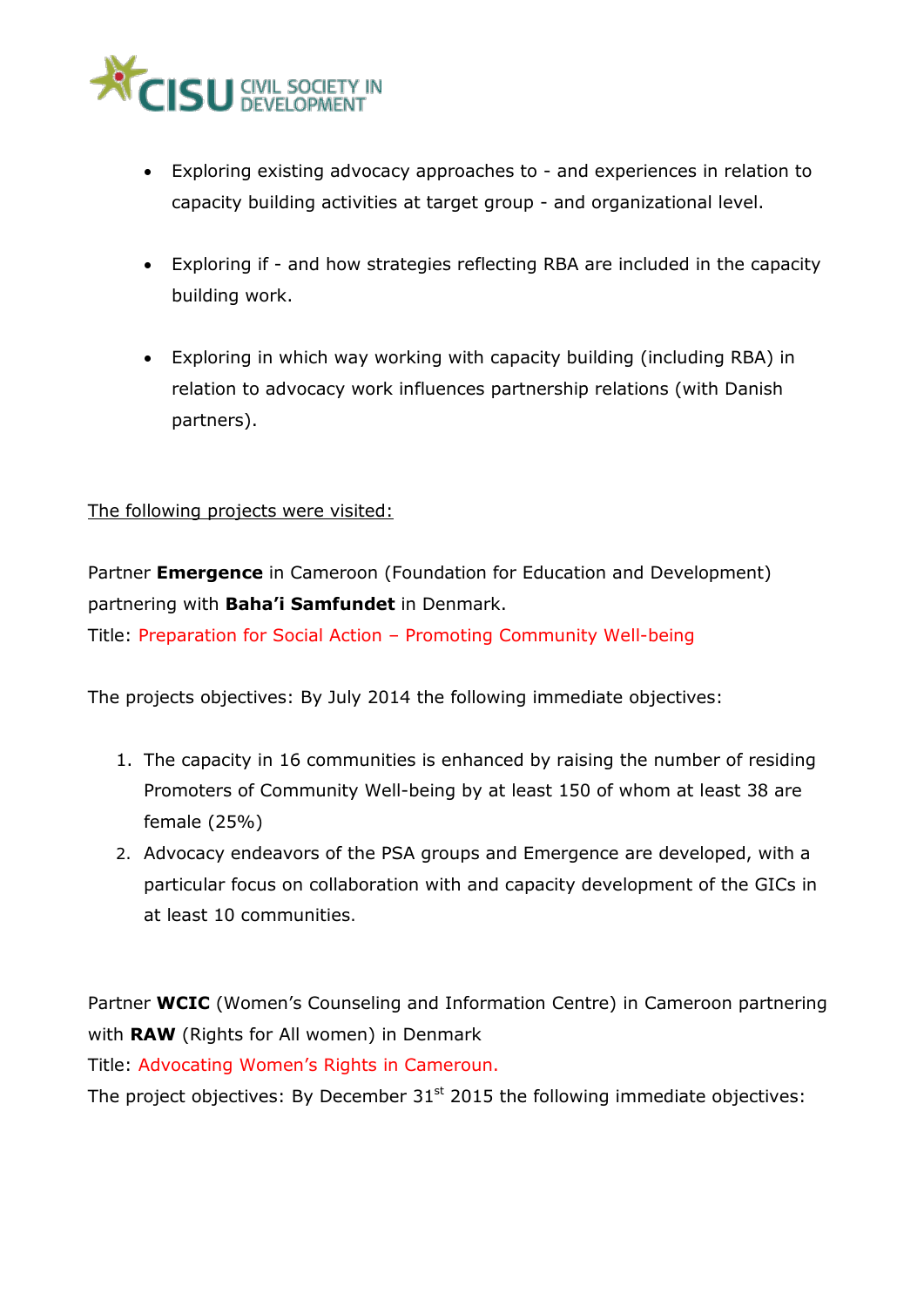- Exploring existing advocacy approaches to - and experiences in relation to capacity building activities at target group - and organizational level.
- Exploring if - and how strategies reflecting RBA are included in the capacity building work.
- Exploring in which way working with capacity building (including RBA) in relation to advocacy work influences partnership relations (with Danish partners).

The following projects were visited:

Partner **Emergence** in Cameroon (Foundation for Education and Development) partnering with **Baha'i Samfundet** in Denmark.
Title: Preparation for Social Action – Promoting Community Well-being

The projects objectives: By July 2014 the following immediate objectives:

1. The capacity in 16 communities is enhanced by raising the number of residing Promoters of Community Well-being by at least 150 of whom at least 38 are female (25%)
2. Advocacy endeavors of the PSA groups and Emergence are developed, with a particular focus on collaboration with and capacity development of the GICs in at least 10 communities.

Partner **WCIC** (Women's Counseling and Information Centre) in Cameroon partnering with **RAW** (Rights for All women) in Denmark
Title: Advocating Women's Rights in Cameroun.
The project objectives: By December 31st 2015 the following immediate objectives: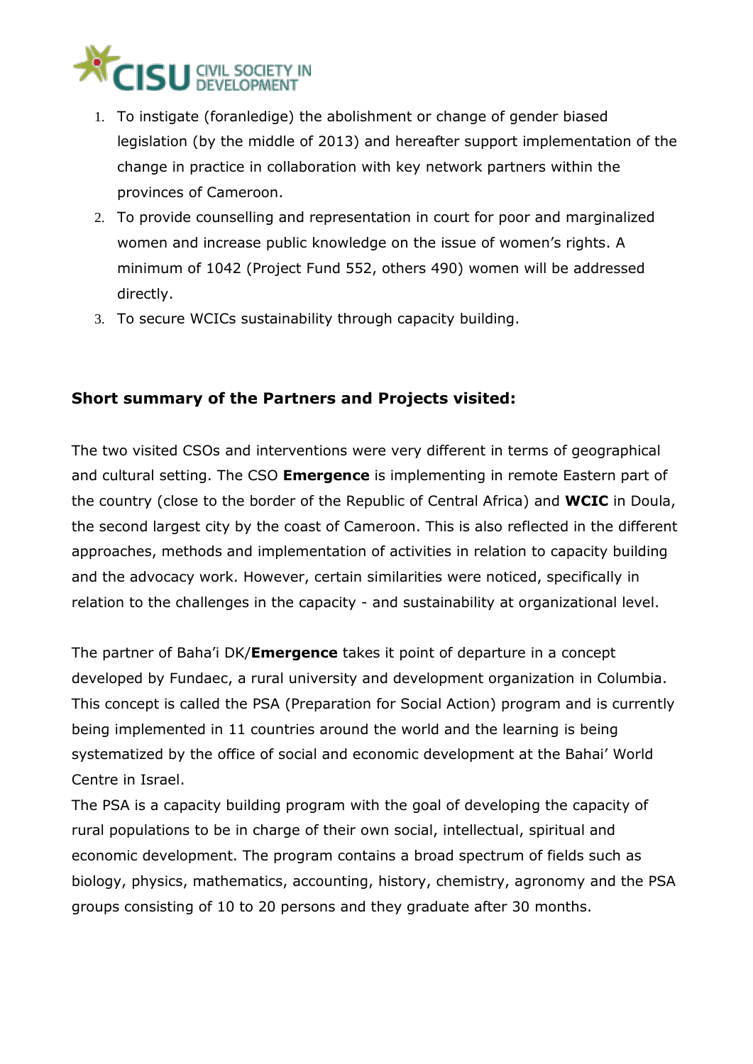1. To instigate (foranledige) the abolishment or change of gender biased legislation (by the middle of 2013) and hereafter support implementation of the change in practice in collaboration with key network partners within the provinces of Cameroon.
2. To provide counselling and representation in court for poor and marginalized women and increase public knowledge on the issue of women's rights. A minimum of 1042 (Project Fund 552, others 490) women will be addressed directly.
3. To secure WCICs sustainability through capacity building.

## Short summary of the Partners and Projects visited:

The two visited CSOs and interventions were very different in terms of geographical and cultural setting. The CSO **Emergence** is implementing in remote Eastern part of the country (close to the border of the Republic of Central Africa) and **WCIC** in Doula, the second largest city by the coast of Cameroon. This is also reflected in the different approaches, methods and implementation of activities in relation to capacity building and the advocacy work. However, certain similarities were noticed, specifically in relation to the challenges in the capacity - and sustainability at organizational level.

The partner of Baha'i DK/**Emergence** takes it point of departure in a concept developed by Fundaec, a rural university and development organization in Columbia. This concept is called the PSA (Preparation for Social Action) program and is currently being implemented in 11 countries around the world and the learning is being systematized by the office of social and economic development at the Bahai' World Centre in Israel.
The PSA is a capacity building program with the goal of developing the capacity of rural populations to be in charge of their own social, intellectual, spiritual and economic development. The program contains a broad spectrum of fields such as biology, physics, mathematics, accounting, history, chemistry, agronomy and the PSA groups consisting of 10 to 20 persons and they graduate after 30 months.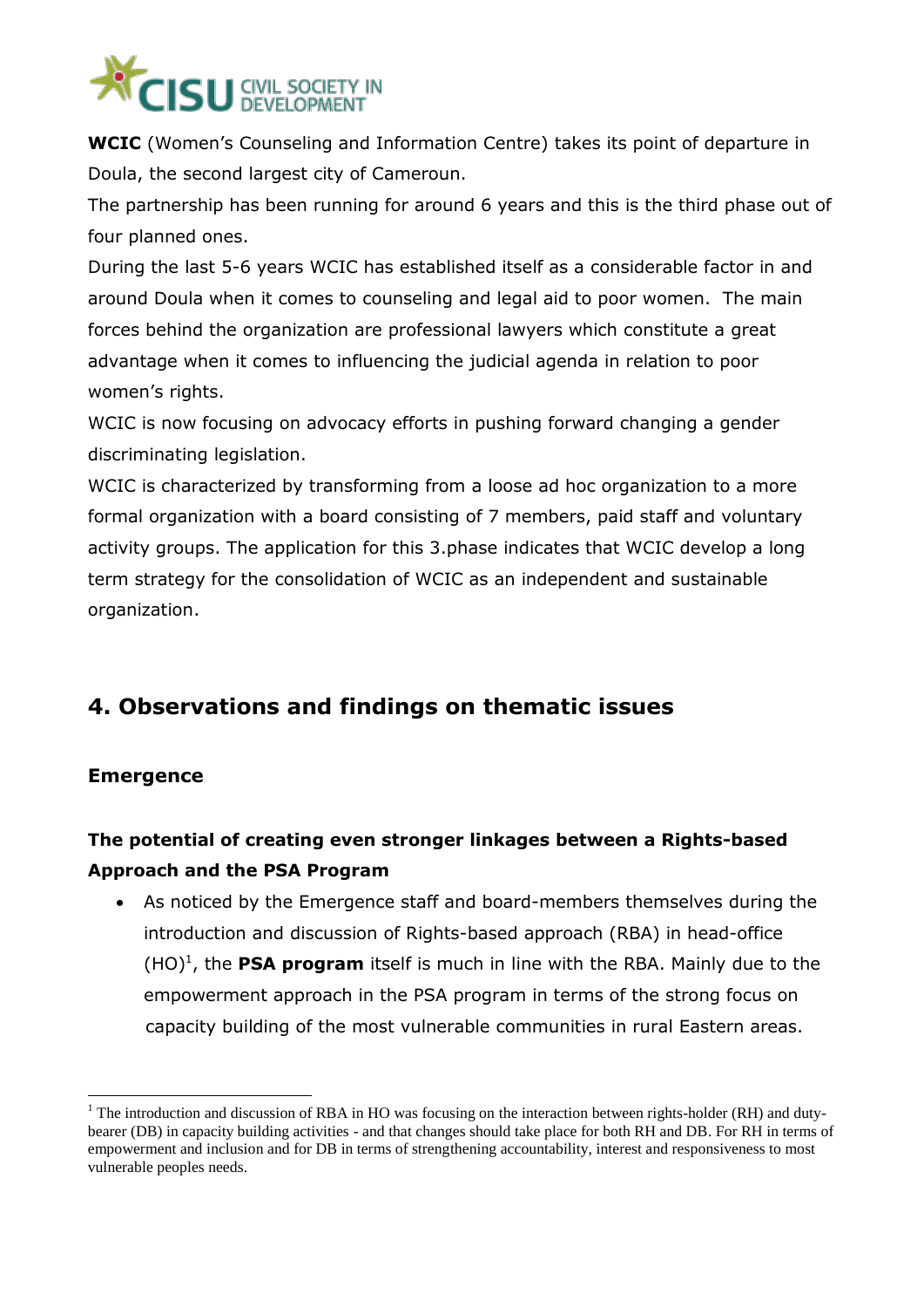**WCIC** (Women's Counseling and Information Centre) takes its point of departure in Doula, the second largest city of Cameroun.

The partnership has been running for around 6 years and this is the third phase out of four planned ones.

During the last 5-6 years WCIC has established itself as a considerable factor in and around Doula when it comes to counseling and legal aid to poor women. The main forces behind the organization are professional lawyers which constitute a great advantage when it comes to influencing the judicial agenda in relation to poor women's rights.

WCIC is now focusing on advocacy efforts in pushing forward changing a gender discriminating legislation.

WCIC is characterized by transforming from a loose ad hoc organization to a more formal organization with a board consisting of 7 members, paid staff and voluntary activity groups. The application for this 3.phase indicates that WCIC develop a long term strategy for the consolidation of WCIC as an independent and sustainable organization.

## 4. Observations and findings on thematic issues

### Emergence

### The potential of creating even stronger linkages between a Rights-based Approach and the PSA Program

- As noticed by the Emergence staff and board-members themselves during the introduction and discussion of Rights-based approach (RBA) in head-office (HO)[1], the **PSA program** itself is much in line with the RBA. Mainly due to the empowerment approach in the PSA program in terms of the strong focus on capacity building of the most vulnerable communities in rural Eastern areas.

[1] The introduction and discussion of RBA in HO was focusing on the interaction between rights-holder (RH) and duty-bearer (DB) in capacity building activities - and that changes should take place for both RH and DB. For RH in terms of empowerment and inclusion and for DB in terms of strengthening accountability, interest and responsiveness to most vulnerable peoples needs.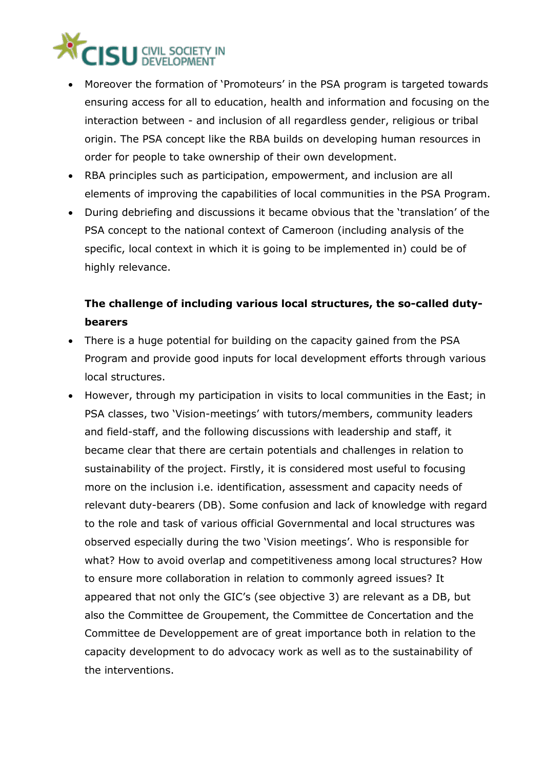- Moreover the formation of 'Promoteurs' in the PSA program is targeted towards ensuring access for all to education, health and information and focusing on the interaction between - and inclusion of all regardless gender, religious or tribal origin. The PSA concept like the RBA builds on developing human resources in order for people to take ownership of their own development.
- RBA principles such as participation, empowerment, and inclusion are all elements of improving the capabilities of local communities in the PSA Program.
- During debriefing and discussions it became obvious that the 'translation' of the PSA concept to the national context of Cameroon (including analysis of the specific, local context in which it is going to be implemented in) could be of highly relevance.

**The challenge of including various local structures, the so-called duty-bearers**

- There is a huge potential for building on the capacity gained from the PSA Program and provide good inputs for local development efforts through various local structures.
- However, through my participation in visits to local communities in the East; in PSA classes, two 'Vision-meetings' with tutors/members, community leaders and field-staff, and the following discussions with leadership and staff, it became clear that there are certain potentials and challenges in relation to sustainability of the project. Firstly, it is considered most useful to focusing more on the inclusion i.e. identification, assessment and capacity needs of relevant duty-bearers (DB). Some confusion and lack of knowledge with regard to the role and task of various official Governmental and local structures was observed especially during the two 'Vision meetings'. Who is responsible for what? How to avoid overlap and competitiveness among local structures? How to ensure more collaboration in relation to commonly agreed issues? It appeared that not only the GIC's (see objective 3) are relevant as a DB, but also the Committee de Groupement, the Committee de Concertation and the Committee de Developpement are of great importance both in relation to the capacity development to do advocacy work as well as to the sustainability of the interventions.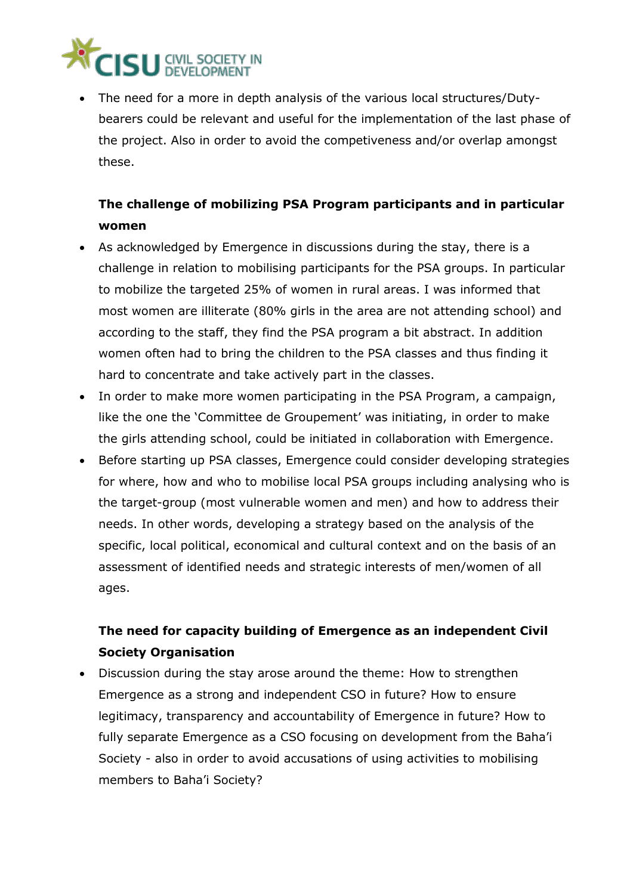- The need for a more in depth analysis of the various local structures/Duty-bearers could be relevant and useful for the implementation of the last phase of the project. Also in order to avoid the competiveness and/or overlap amongst these.

**The challenge of mobilizing PSA Program participants and in particular women**

- As acknowledged by Emergence in discussions during the stay, there is a challenge in relation to mobilising participants for the PSA groups. In particular to mobilize the targeted 25% of women in rural areas. I was informed that most women are illiterate (80% girls in the area are not attending school) and according to the staff, they find the PSA program a bit abstract. In addition women often had to bring the children to the PSA classes and thus finding it hard to concentrate and take actively part in the classes.
- In order to make more women participating in the PSA Program, a campaign, like the one the 'Committee de Groupement' was initiating, in order to make the girls attending school, could be initiated in collaboration with Emergence.
- Before starting up PSA classes, Emergence could consider developing strategies for where, how and who to mobilise local PSA groups including analysing who is the target-group (most vulnerable women and men) and how to address their needs. In other words, developing a strategy based on the analysis of the specific, local political, economical and cultural context and on the basis of an assessment of identified needs and strategic interests of men/women of all ages.

**The need for capacity building of Emergence as an independent Civil Society Organisation**

- Discussion during the stay arose around the theme: How to strengthen Emergence as a strong and independent CSO in future? How to ensure legitimacy, transparency and accountability of Emergence in future? How to fully separate Emergence as a CSO focusing on development from the Baha'i Society - also in order to avoid accusations of using activities to mobilising members to Baha'i Society?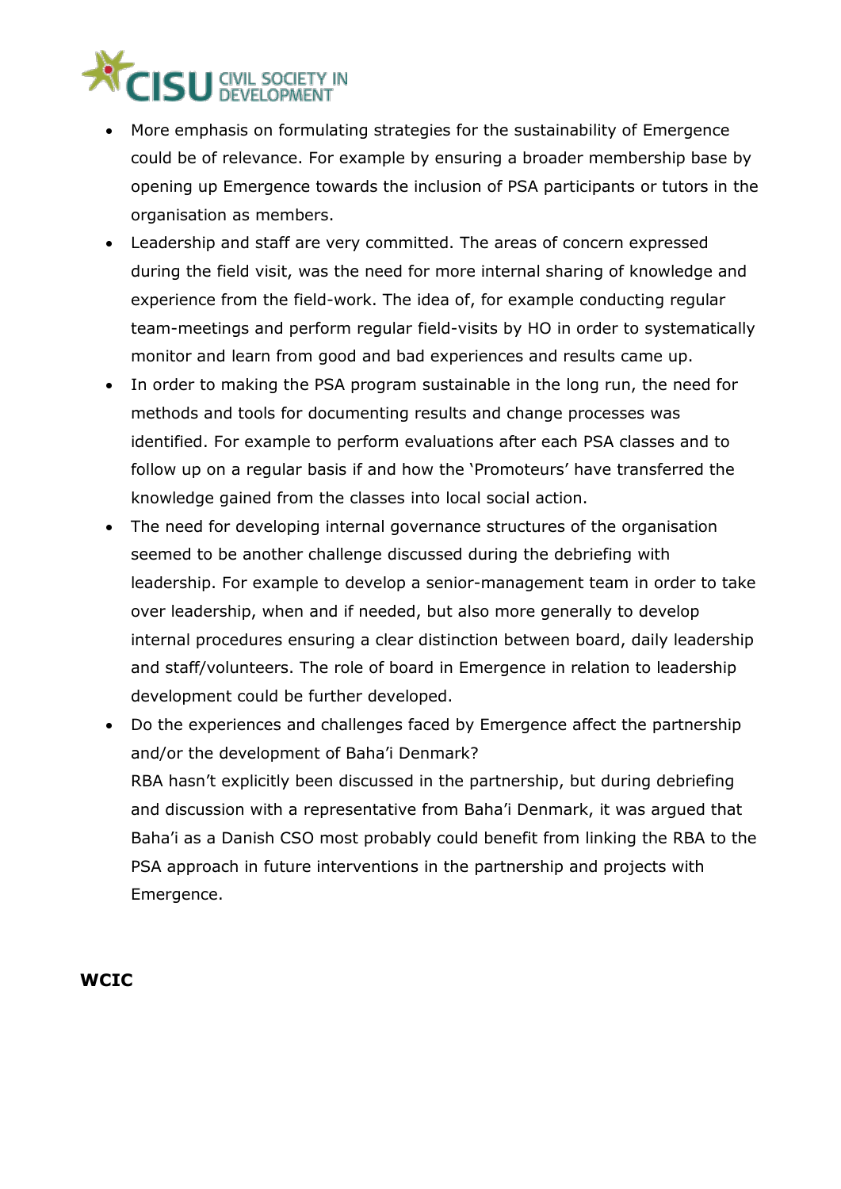- More emphasis on formulating strategies for the sustainability of Emergence could be of relevance. For example by ensuring a broader membership base by opening up Emergence towards the inclusion of PSA participants or tutors in the organisation as members.
- Leadership and staff are very committed. The areas of concern expressed during the field visit, was the need for more internal sharing of knowledge and experience from the field-work. The idea of, for example conducting regular team-meetings and perform regular field-visits by HO in order to systematically monitor and learn from good and bad experiences and results came up.
- In order to making the PSA program sustainable in the long run, the need for methods and tools for documenting results and change processes was identified. For example to perform evaluations after each PSA classes and to follow up on a regular basis if and how the 'Promoteurs' have transferred the knowledge gained from the classes into local social action.
- The need for developing internal governance structures of the organisation seemed to be another challenge discussed during the debriefing with leadership. For example to develop a senior-management team in order to take over leadership, when and if needed, but also more generally to develop internal procedures ensuring a clear distinction between board, daily leadership and staff/volunteers. The role of board in Emergence in relation to leadership development could be further developed.
- Do the experiences and challenges faced by Emergence affect the partnership and/or the development of Baha'i Denmark?
  RBA hasn't explicitly been discussed in the partnership, but during debriefing and discussion with a representative from Baha'i Denmark, it was argued that Baha'i as a Danish CSO most probably could benefit from linking the RBA to the PSA approach in future interventions in the partnership and projects with Emergence.

**WCIC**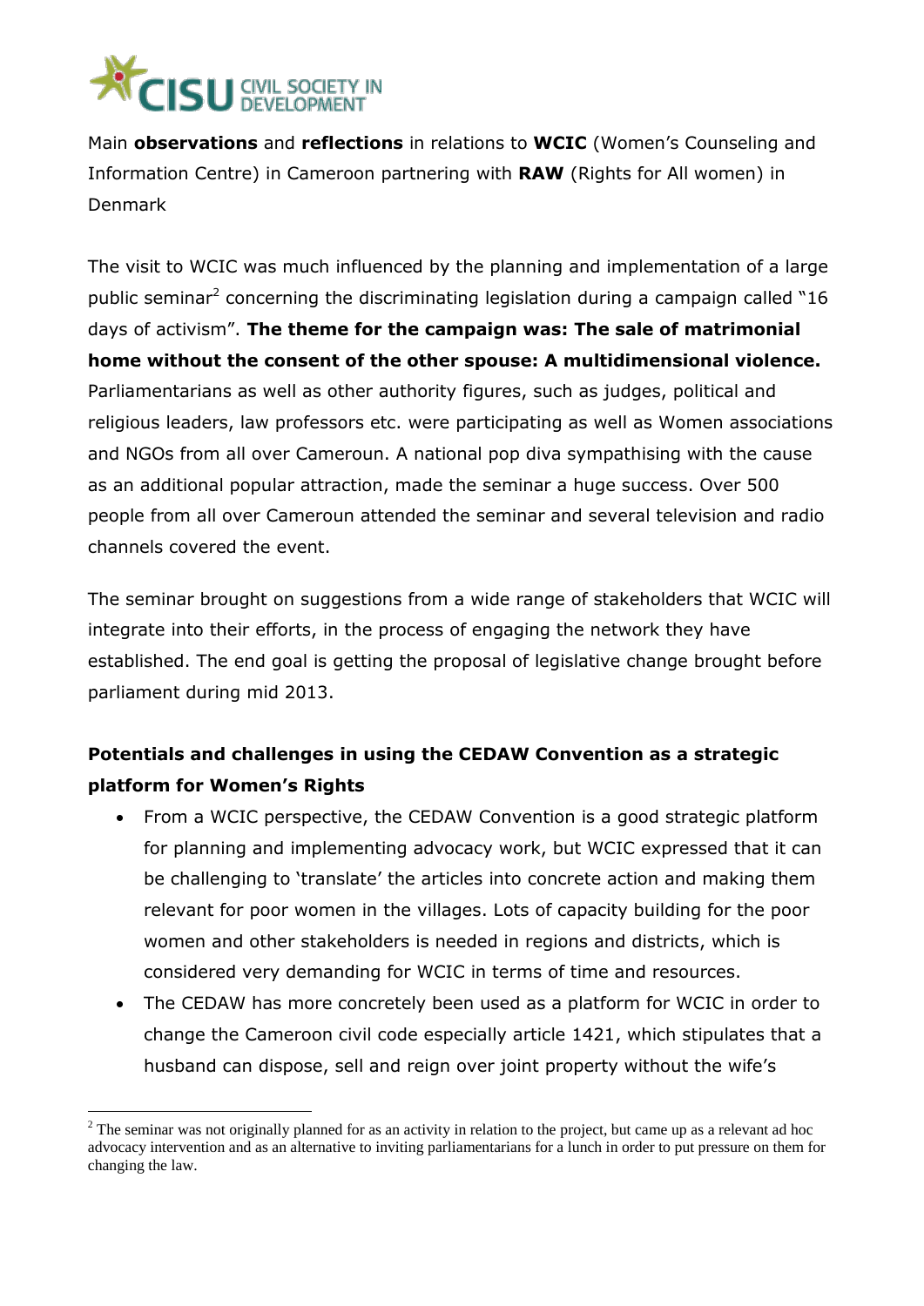Main **observations** and **reflections** in relations to **WCIC** (Women's Counseling and Information Centre) in Cameroon partnering with **RAW** (Rights for All women) in Denmark

The visit to WCIC was much influenced by the planning and implementation of a large public seminar[2] concerning the discriminating legislation during a campaign called "16 days of activism". **The theme for the campaign was: The sale of matrimonial home without the consent of the other spouse: A multidimensional violence.** Parliamentarians as well as other authority figures, such as judges, political and religious leaders, law professors etc. were participating as well as Women associations and NGOs from all over Cameroun. A national pop diva sympathising with the cause as an additional popular attraction, made the seminar a huge success. Over 500 people from all over Cameroun attended the seminar and several television and radio channels covered the event.

The seminar brought on suggestions from a wide range of stakeholders that WCIC will integrate into their efforts, in the process of engaging the network they have established. The end goal is getting the proposal of legislative change brought before parliament during mid 2013.

### Potentials and challenges in using the CEDAW Convention as a strategic platform for Women's Rights

- From a WCIC perspective, the CEDAW Convention is a good strategic platform for planning and implementing advocacy work, but WCIC expressed that it can be challenging to 'translate' the articles into concrete action and making them relevant for poor women in the villages. Lots of capacity building for the poor women and other stakeholders is needed in regions and districts, which is considered very demanding for WCIC in terms of time and resources.
- The CEDAW has more concretely been used as a platform for WCIC in order to change the Cameroon civil code especially article 1421, which stipulates that a husband can dispose, sell and reign over joint property without the wife's

[2] The seminar was not originally planned for as an activity in relation to the project, but came up as a relevant ad hoc advocacy intervention and as an alternative to inviting parliamentarians for a lunch in order to put pressure on them for changing the law.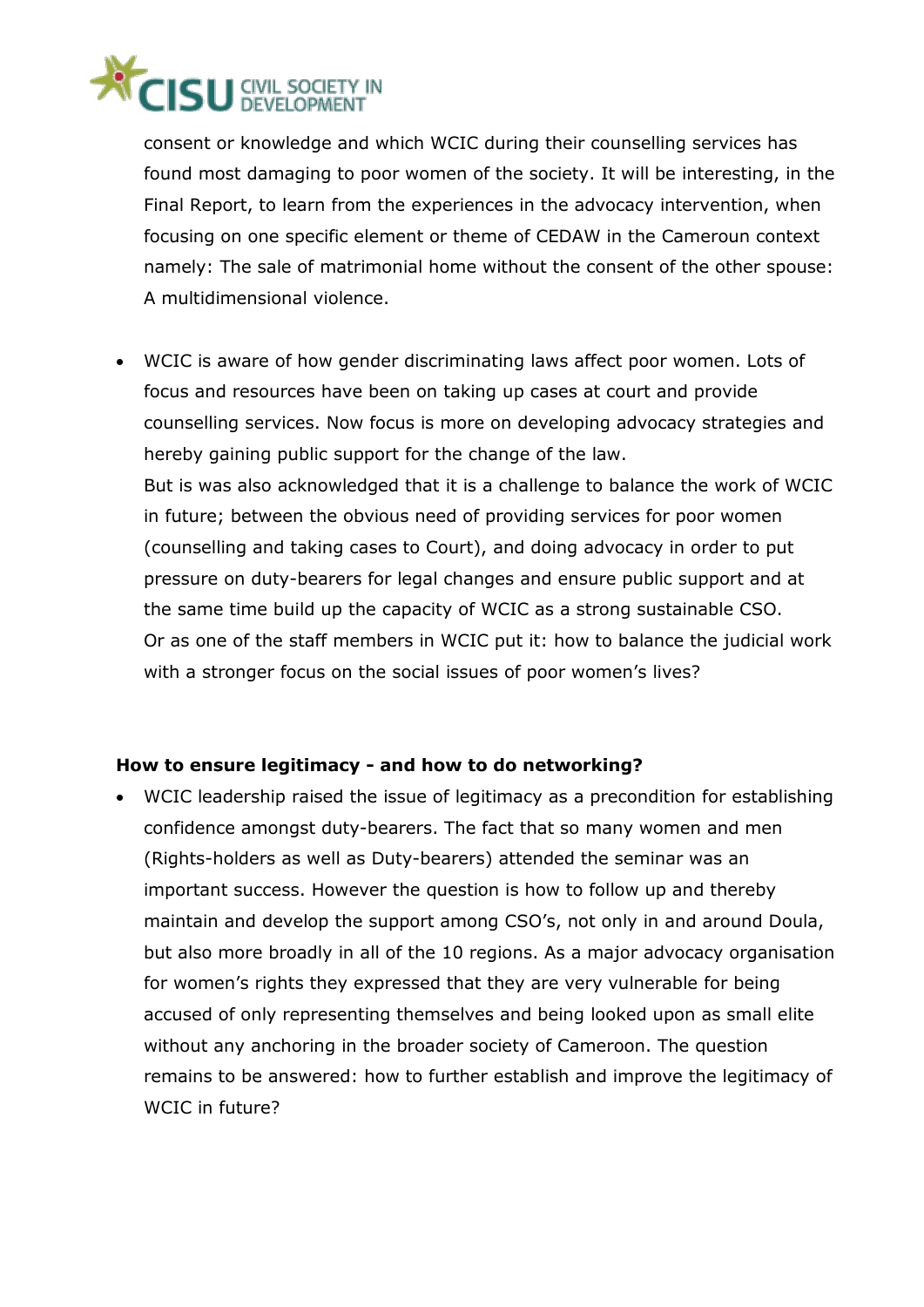consent or knowledge and which WCIC during their counselling services has found most damaging to poor women of the society. It will be interesting, in the Final Report, to learn from the experiences in the advocacy intervention, when focusing on one specific element or theme of CEDAW in the Cameroun context namely: The sale of matrimonial home without the consent of the other spouse: A multidimensional violence.

- WCIC is aware of how gender discriminating laws affect poor women. Lots of focus and resources have been on taking up cases at court and provide counselling services. Now focus is more on developing advocacy strategies and hereby gaining public support for the change of the law.
  But is was also acknowledged that it is a challenge to balance the work of WCIC in future; between the obvious need of providing services for poor women (counselling and taking cases to Court), and doing advocacy in order to put pressure on duty-bearers for legal changes and ensure public support and at the same time build up the capacity of WCIC as a strong sustainable CSO.
  Or as one of the staff members in WCIC put it: how to balance the judicial work with a stronger focus on the social issues of poor women's lives?

**How to ensure legitimacy - and how to do networking?**

- WCIC leadership raised the issue of legitimacy as a precondition for establishing confidence amongst duty-bearers. The fact that so many women and men (Rights-holders as well as Duty-bearers) attended the seminar was an important success. However the question is how to follow up and thereby maintain and develop the support among CSO's, not only in and around Doula, but also more broadly in all of the 10 regions. As a major advocacy organisation for women's rights they expressed that they are very vulnerable for being accused of only representing themselves and being looked upon as small elite without any anchoring in the broader society of Cameroon. The question remains to be answered: how to further establish and improve the legitimacy of WCIC in future?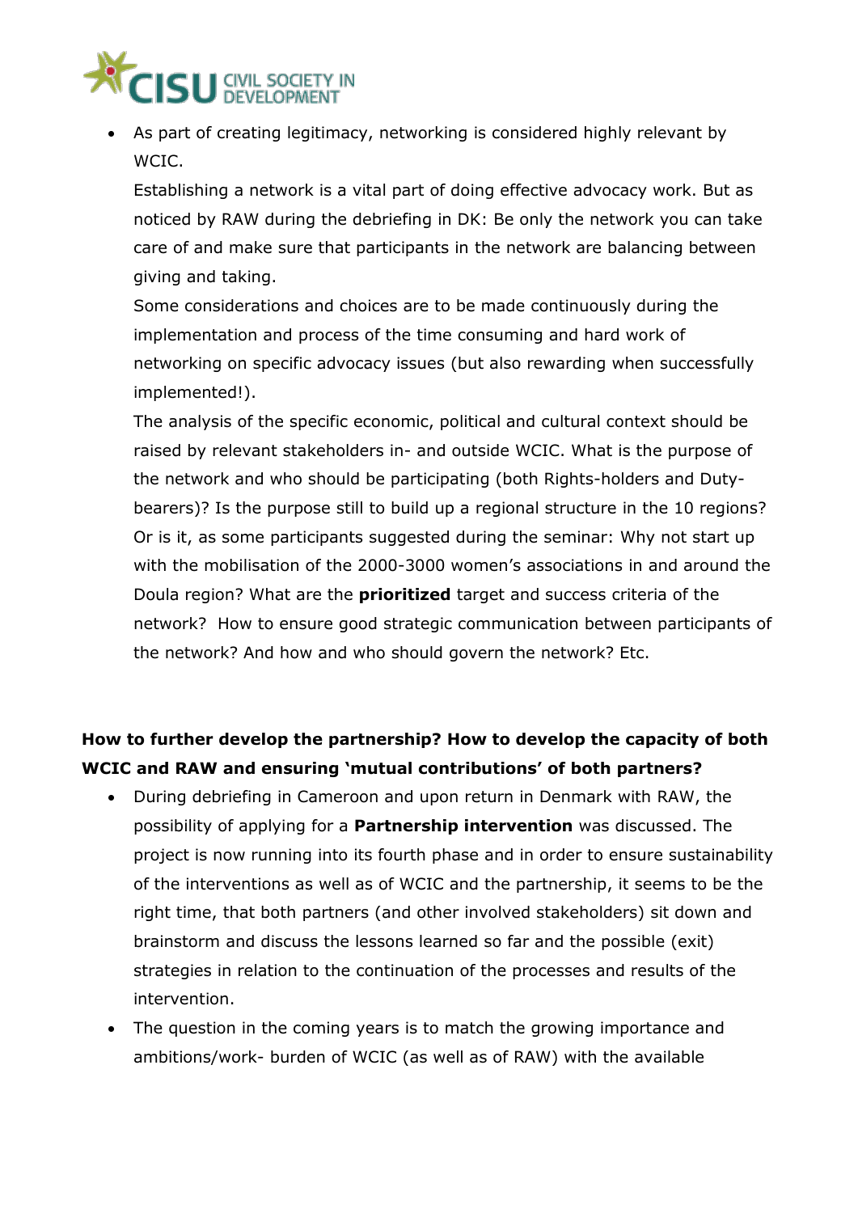- As part of creating legitimacy, networking is considered highly relevant by WCIC.

  Establishing a network is a vital part of doing effective advocacy work. But as noticed by RAW during the debriefing in DK: Be only the network you can take care of and make sure that participants in the network are balancing between giving and taking.

  Some considerations and choices are to be made continuously during the implementation and process of the time consuming and hard work of networking on specific advocacy issues (but also rewarding when successfully implemented!).

  The analysis of the specific economic, political and cultural context should be raised by relevant stakeholders in- and outside WCIC. What is the purpose of the network and who should be participating (both Rights-holders and Duty-bearers)? Is the purpose still to build up a regional structure in the 10 regions? Or is it, as some participants suggested during the seminar: Why not start up with the mobilisation of the 2000-3000 women's associations in and around the Doula region? What are the **prioritized** target and success criteria of the network? How to ensure good strategic communication between participants of the network? And how and who should govern the network? Etc.

**How to further develop the partnership? How to develop the capacity of both WCIC and RAW and ensuring 'mutual contributions' of both partners?**

- During debriefing in Cameroon and upon return in Denmark with RAW, the possibility of applying for a **Partnership intervention** was discussed. The project is now running into its fourth phase and in order to ensure sustainability of the interventions as well as of WCIC and the partnership, it seems to be the right time, that both partners (and other involved stakeholders) sit down and brainstorm and discuss the lessons learned so far and the possible (exit) strategies in relation to the continuation of the processes and results of the intervention.
- The question in the coming years is to match the growing importance and ambitions/work- burden of WCIC (as well as of RAW) with the available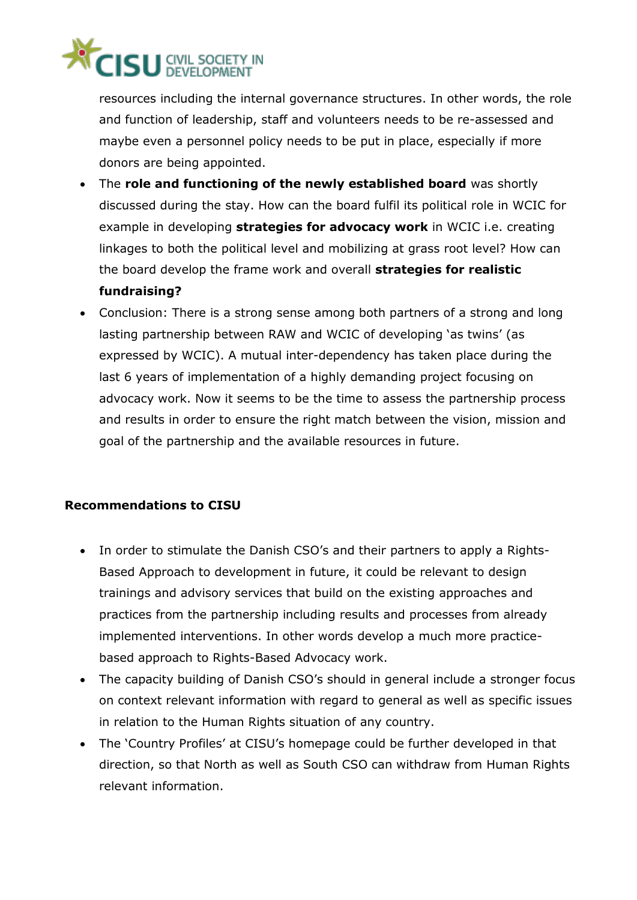resources including the internal governance structures. In other words, the role and function of leadership, staff and volunteers needs to be re-assessed and maybe even a personnel policy needs to be put in place, especially if more donors are being appointed.

- The **role and functioning of the newly established board** was shortly discussed during the stay. How can the board fulfil its political role in WCIC for example in developing **strategies for advocacy work** in WCIC i.e. creating linkages to both the political level and mobilizing at grass root level? How can the board develop the frame work and overall **strategies for realistic fundraising?**
- Conclusion: There is a strong sense among both partners of a strong and long lasting partnership between RAW and WCIC of developing 'as twins' (as expressed by WCIC). A mutual inter-dependency has taken place during the last 6 years of implementation of a highly demanding project focusing on advocacy work. Now it seems to be the time to assess the partnership process and results in order to ensure the right match between the vision, mission and goal of the partnership and the available resources in future.

**Recommendations to CISU**

- In order to stimulate the Danish CSO's and their partners to apply a Rights-Based Approach to development in future, it could be relevant to design trainings and advisory services that build on the existing approaches and practices from the partnership including results and processes from already implemented interventions. In other words develop a much more practice-based approach to Rights-Based Advocacy work.
- The capacity building of Danish CSO's should in general include a stronger focus on context relevant information with regard to general as well as specific issues in relation to the Human Rights situation of any country.
- The 'Country Profiles' at CISU's homepage could be further developed in that direction, so that North as well as South CSO can withdraw from Human Rights relevant information.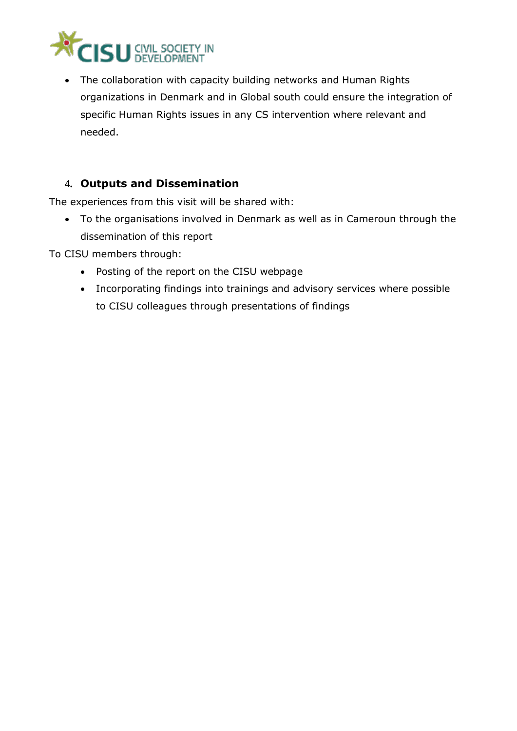- The collaboration with capacity building networks and Human Rights organizations in Denmark and in Global south could ensure the integration of specific Human Rights issues in any CS intervention where relevant and needed.

## 4. Outputs and Dissemination

The experiences from this visit will be shared with:

- To the organisations involved in Denmark as well as in Cameroun through the dissemination of this report

To CISU members through:

- Posting of the report on the CISU webpage
- Incorporating findings into trainings and advisory services where possible to CISU colleagues through presentations of findings